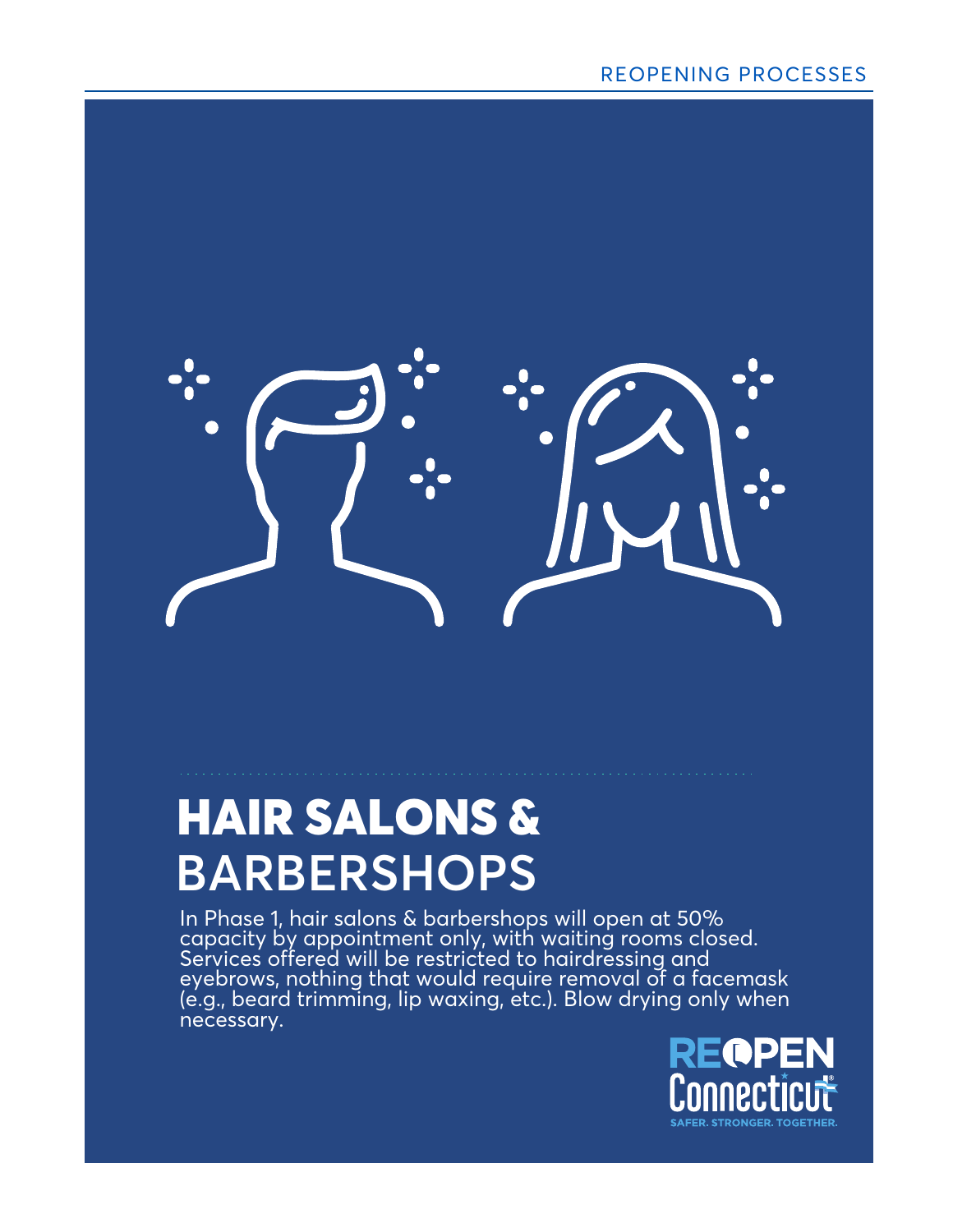REOPENING PROCESSES

# HAIR SALONS & BARBERSHOPS

In Phase 1, hair salons & barbershops will open at 50% capacity by appointment only, with waiting rooms closed. Services offered will be restricted to hairdressing and eyebrows, nothing that would require removal of a facemask (e.g., beard trimming, lip waxing, etc.). Blow drying only when necessary.

REOPEN Connecticut

SAFER. STRONGER. TOGETHER.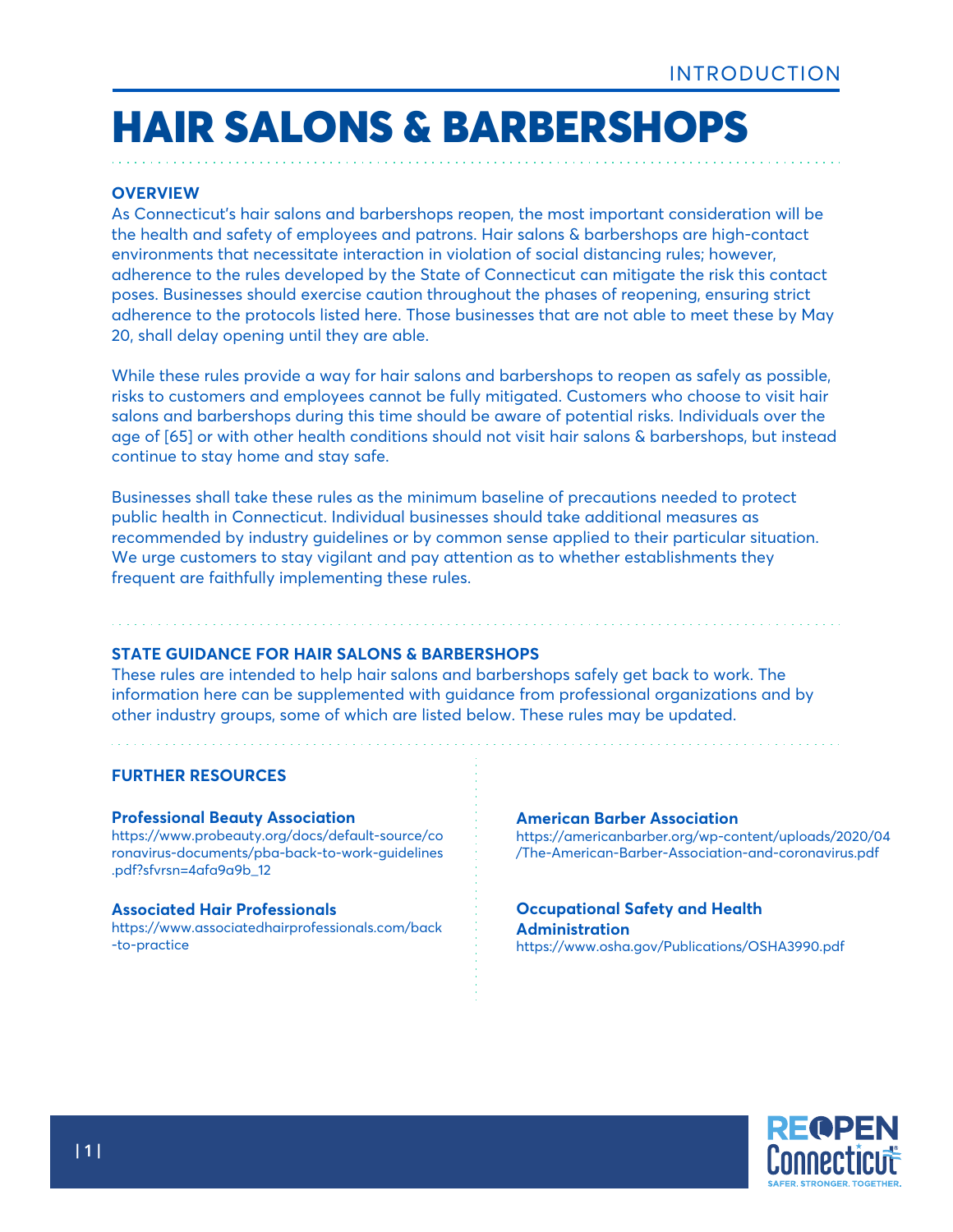INTRODUCTION

# HAIR SALONS & BARBERSHOPS

## OVERVIEW

As Connecticut's hair salons and barbershops reopen, the most important consideration will be the health and safety of employees and patrons. Hair salons & barbershops are high-contact environments that necessitate interaction in violation of social distancing rules; however, adherence to the rules developed by the State of Connecticut can mitigate the risk this contact poses. Businesses should exercise caution throughout the phases of reopening, ensuring strict adherence to the protocols listed here. Those businesses that are not able to meet these by May 20, shall delay opening until they are able.

While these rules provide a way for hair salons and barbershops to reopen as safely as possible, risks to customers and employees cannot be fully mitigated. Customers who choose to visit hair salons and barbershops during this time should be aware of potential risks. Individuals over the age of [65] or with other health conditions should not visit hair salons & barbershops, but instead continue to stay home and stay safe.

Businesses shall take these rules as the minimum baseline of precautions needed to protect public health in Connecticut. Individual businesses should take additional measures as recommended by industry guidelines or by common sense applied to their particular situation. We urge customers to stay vigilant and pay attention as to whether establishments they frequent are faithfully implementing these rules.

## STATE GUIDANCE FOR HAIR SALONS & BARBERSHOPS

These rules are intended to help hair salons and barbershops safely get back to work. The information here can be supplemented with guidance from professional organizations and by other industry groups, some of which are listed below. These rules may be updated.

## FURTHER RESOURCES

**Professional Beauty Association**
https://www.probeauty.org/docs/default-source/coronavirus-documents/pba-back-to-work-guidelines.pdf?sfvrsn=4afa9a9b_12

**Associated Hair Professionals**
https://www.associatedhairprofessionals.com/back-to-practice

**American Barber Association**
https://americanbarber.org/wp-content/uploads/2020/04/The-American-Barber-Association-and-coronavirus.pdf

**Occupational Safety and Health Administration**
https://www.osha.gov/Publications/OSHA3990.pdf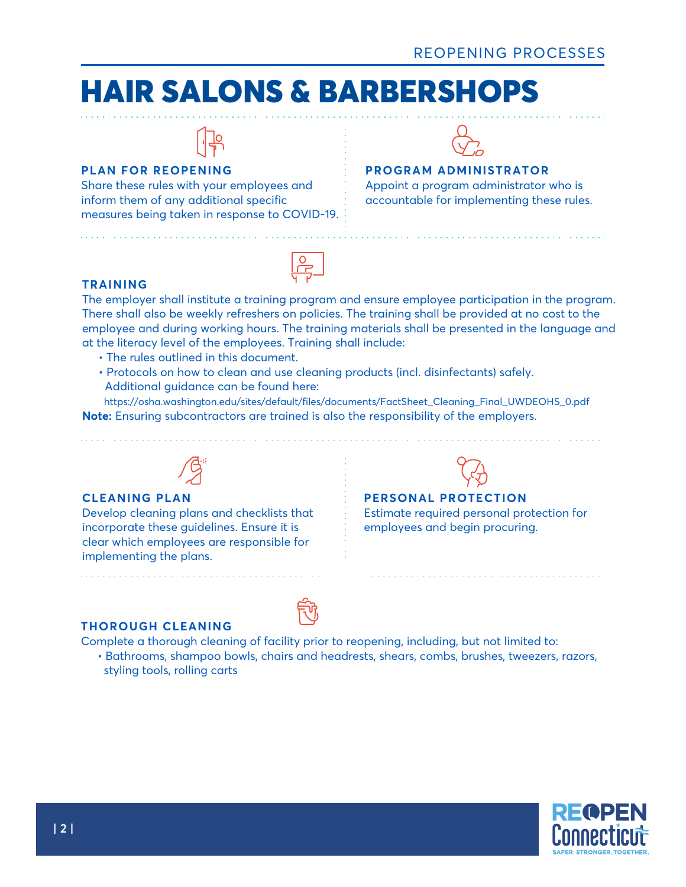# HAIR SALONS & BARBERSHOPS

### PLAN FOR REOPENING

Share these rules with your employees and inform them of any additional specific measures being taken in response to COVID-19.

### PROGRAM ADMINISTRATOR

Appoint a program administrator who is accountable for implementing these rules.

### TRAINING

The employer shall institute a training program and ensure employee participation in the program. There shall also be weekly refreshers on policies. The training shall be provided at no cost to the employee and during working hours. The training materials shall be presented in the language and at the literacy level of the employees. Training shall include:

- The rules outlined in this document.
- Protocols on how to clean and use cleaning products (incl. disinfectants) safely. Additional guidance can be found here:
  https://osha.washington.edu/sites/default/files/documents/FactSheet_Cleaning_Final_UWDEOHS_0.pdf

**Note:** Ensuring subcontractors are trained is also the responsibility of the employers.

### CLEANING PLAN

Develop cleaning plans and checklists that incorporate these guidelines. Ensure it is clear which employees are responsible for implementing the plans.

### PERSONAL PROTECTION

Estimate required personal protection for employees and begin procuring.

### THOROUGH CLEANING

Complete a thorough cleaning of facility prior to reopening, including, but not limited to:

- Bathrooms, shampoo bowls, chairs and headrests, shears, combs, brushes, tweezers, razors, styling tools, rolling carts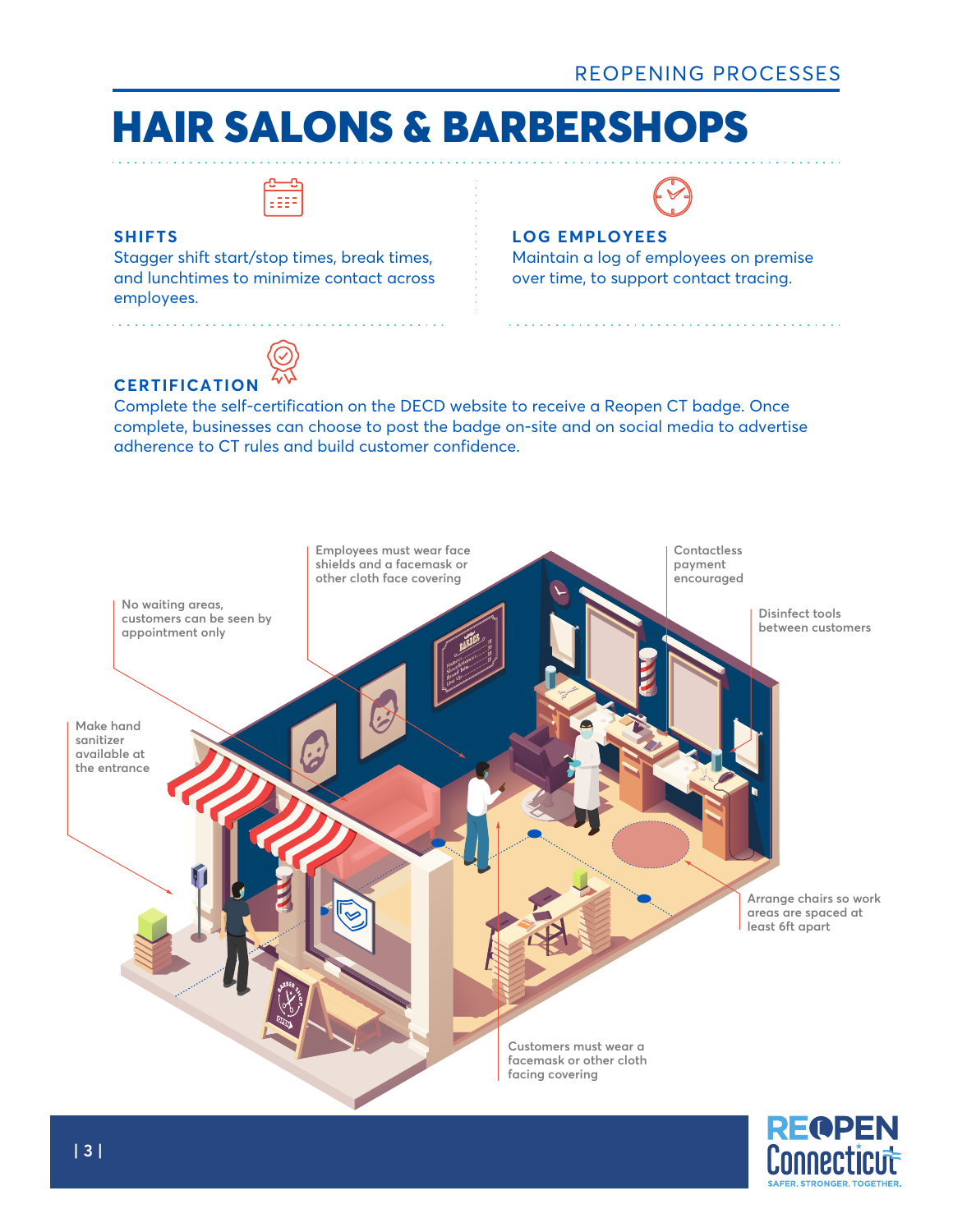# HAIR SALONS & BARBERSHOPS

### SHIFTS

Stagger shift start/stop times, break times, and lunchtimes to minimize contact across employees.

### LOG EMPLOYEES

Maintain a log of employees on premise over time, to support contact tracing.

### CERTIFICATION

Complete the self-certification on the DECD website to receive a Reopen CT badge. Once complete, businesses can choose to post the badge on-site and on social media to advertise adherence to CT rules and build customer confidence.

- No waiting areas, customers can be seen by appointment only
- Employees must wear face shields and a facemask or other cloth face covering
- Contactless payment encouraged
- Disinfect tools between customers
- Make hand sanitizer available at the entrance
- Arrange chairs so work areas are spaced at least 6ft apart
- Customers must wear a facemask or other cloth facing covering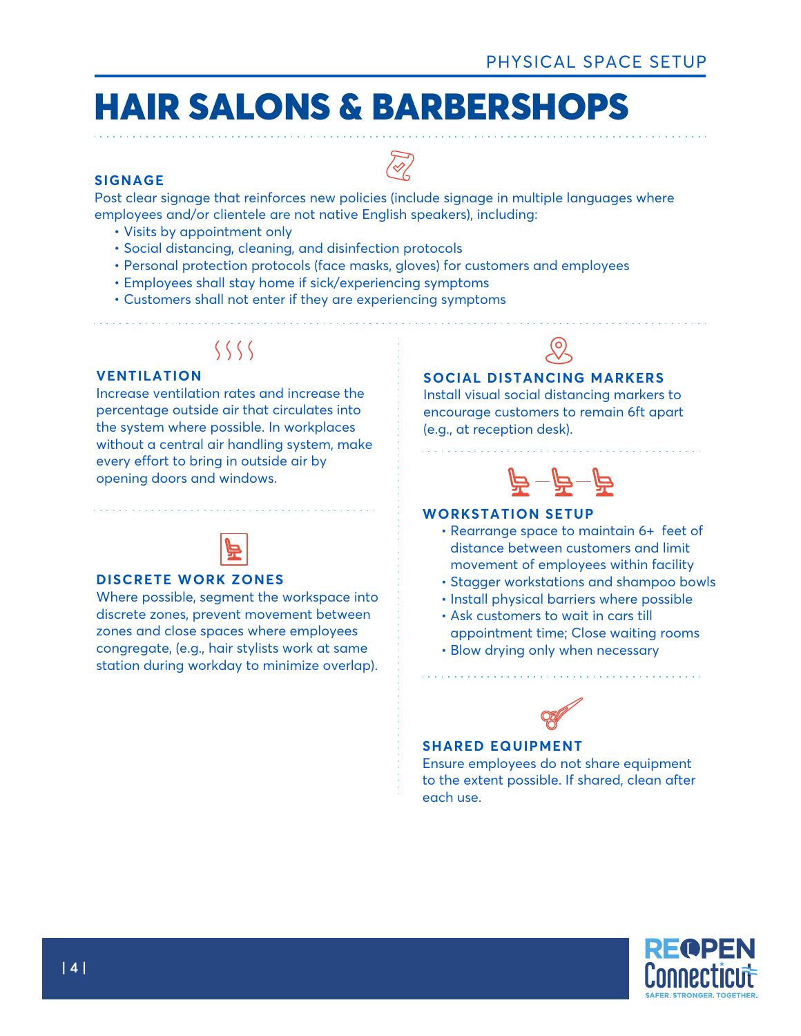# HAIR SALONS & BARBERSHOPS

### SIGNAGE

Post clear signage that reinforces new policies (include signage in multiple languages where employees and/or clientele are not native English speakers), including:

- Visits by appointment only
- Social distancing, cleaning, and disinfection protocols
- Personal protection protocols (face masks, gloves) for customers and employees
- Employees shall stay home if sick/experiencing symptoms
- Customers shall not enter if they are experiencing symptoms

### VENTILATION

Increase ventilation rates and increase the percentage outside air that circulates into the system where possible. In workplaces without a central air handling system, make every effort to bring in outside air by opening doors and windows.

### DISCRETE WORK ZONES

Where possible, segment the workspace into discrete zones, prevent movement between zones and close spaces where employees congregate, (e.g., hair stylists work at same station during workday to minimize overlap).

### SOCIAL DISTANCING MARKERS

Install visual social distancing markers to encourage customers to remain 6ft apart (e.g., at reception desk).

### WORKSTATION SETUP

- Rearrange space to maintain 6+ feet of distance between customers and limit movement of employees within facility
- Stagger workstations and shampoo bowls
- Install physical barriers where possible
- Ask customers to wait in cars till appointment time; Close waiting rooms
- Blow drying only when necessary

### SHARED EQUIPMENT

Ensure employees do not share equipment to the extent possible. If shared, clean after each use.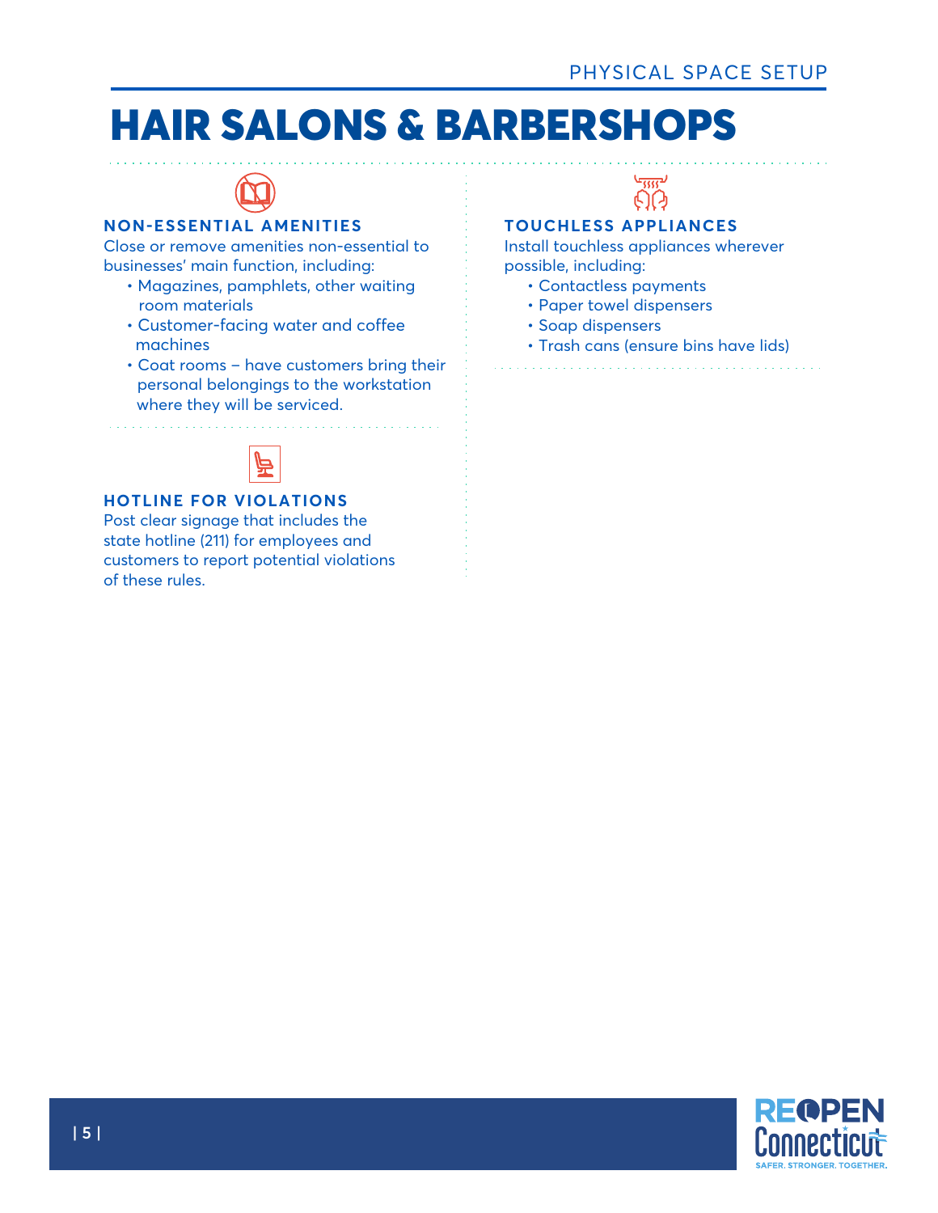# HAIR SALONS & BARBERSHOPS

### NON-ESSENTIAL AMENITIES

Close or remove amenities non-essential to businesses' main function, including:

- Magazines, pamphlets, other waiting room materials
- Customer-facing water and coffee machines
- Coat rooms – have customers bring their personal belongings to the workstation where they will be serviced.

### HOTLINE FOR VIOLATIONS

Post clear signage that includes the state hotline (211) for employees and customers to report potential violations of these rules.

### TOUCHLESS APPLIANCES

Install touchless appliances wherever possible, including:

- Contactless payments
- Paper towel dispensers
- Soap dispensers
- Trash cans (ensure bins have lids)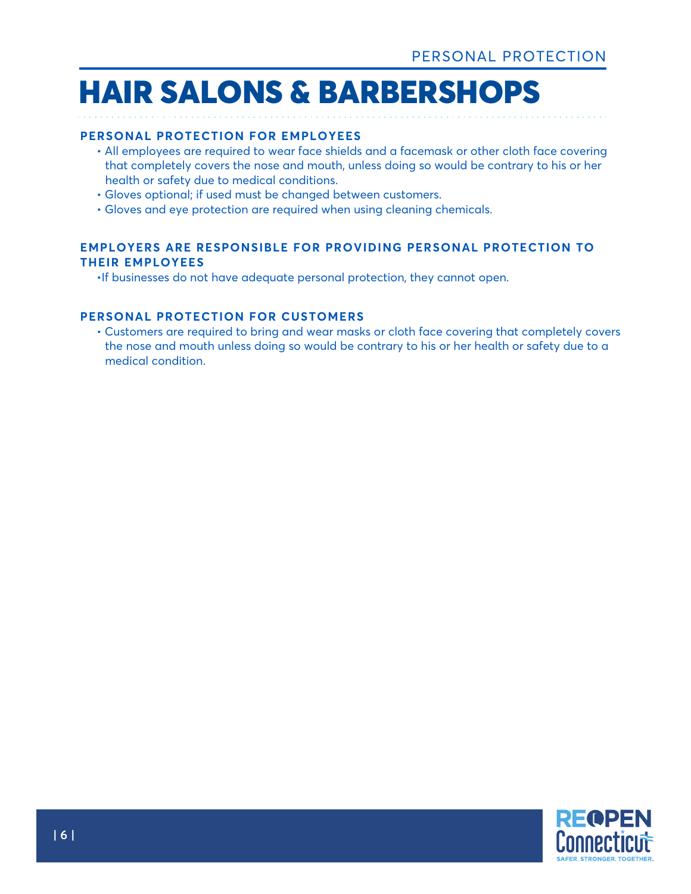# HAIR SALONS & BARBERSHOPS

## PERSONAL PROTECTION FOR EMPLOYEES

- All employees are required to wear face shields and a facemask or other cloth face covering that completely covers the nose and mouth, unless doing so would be contrary to his or her health or safety due to medical conditions.
- Gloves optional; if used must be changed between customers.
- Gloves and eye protection are required when using cleaning chemicals.

## EMPLOYERS ARE RESPONSIBLE FOR PROVIDING PERSONAL PROTECTION TO THEIR EMPLOYEES

- If businesses do not have adequate personal protection, they cannot open.

## PERSONAL PROTECTION FOR CUSTOMERS

- Customers are required to bring and wear masks or cloth face covering that completely covers the nose and mouth unless doing so would be contrary to his or her health or safety due to a medical condition.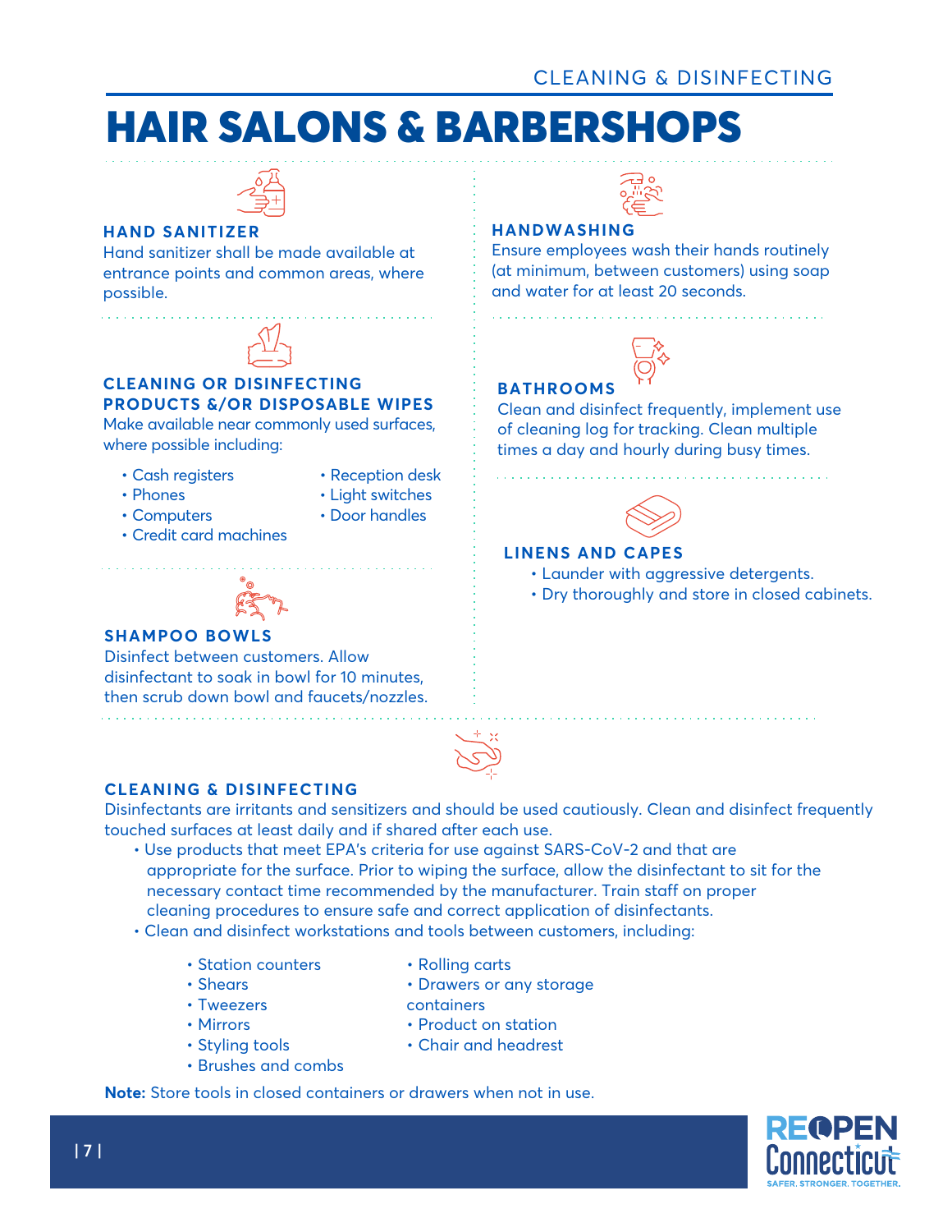# HAIR SALONS & BARBERSHOPS

### HAND SANITIZER

Hand sanitizer shall be made available at entrance points and common areas, where possible.

### CLEANING OR DISINFECTING PRODUCTS &/OR DISPOSABLE WIPES

Make available near commonly used surfaces, where possible including:

- Cash registers
- Phones
- Computers
- Credit card machines
- Reception desk
- Light switches
- Door handles

### SHAMPOO BOWLS

Disinfect between customers. Allow disinfectant to soak in bowl for 10 minutes, then scrub down bowl and faucets/nozzles.

### HANDWASHING

Ensure employees wash their hands routinely (at minimum, between customers) using soap and water for at least 20 seconds.

### BATHROOMS

Clean and disinfect frequently, implement use of cleaning log for tracking. Clean multiple times a day and hourly during busy times.

### LINENS AND CAPES

- Launder with aggressive detergents.
- Dry thoroughly and store in closed cabinets.

### CLEANING & DISINFECTING

Disinfectants are irritants and sensitizers and should be used cautiously. Clean and disinfect frequently touched surfaces at least daily and if shared after each use.

- Use products that meet EPA's criteria for use against SARS-CoV-2 and that are appropriate for the surface. Prior to wiping the surface, allow the disinfectant to sit for the necessary contact time recommended by the manufacturer. Train staff on proper cleaning procedures to ensure safe and correct application of disinfectants.
- Clean and disinfect workstations and tools between customers, including:
    - Station counters
    - Shears
    - Tweezers
    - Mirrors
    - Styling tools
    - Brushes and combs
    - Rolling carts
    - Drawers or any storage containers
    - Product on station
    - Chair and headrest

**Note:** Store tools in closed containers or drawers when not in use.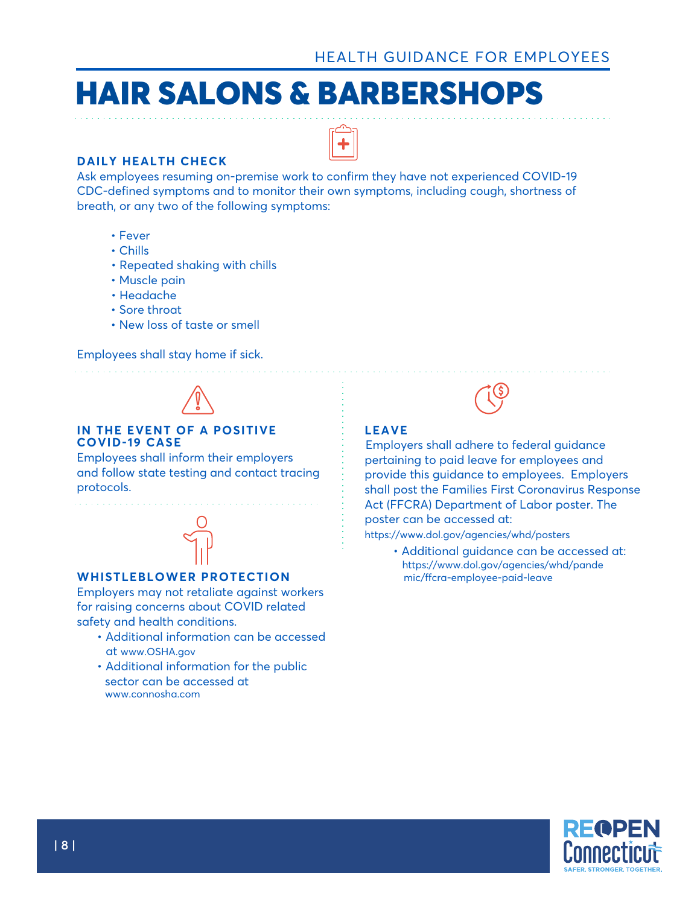HEALTH GUIDANCE FOR EMPLOYEES

# HAIR SALONS & BARBERSHOPS

## DAILY HEALTH CHECK

Ask employees resuming on-premise work to confirm they have not experienced COVID-19 CDC-defined symptoms and to monitor their own symptoms, including cough, shortness of breath, or any two of the following symptoms:

- Fever
- Chills
- Repeated shaking with chills
- Muscle pain
- Headache
- Sore throat
- New loss of taste or smell

Employees shall stay home if sick.

## IN THE EVENT OF A POSITIVE COVID-19 CASE

Employees shall inform their employers and follow state testing and contact tracing protocols.

## WHISTLEBLOWER PROTECTION

Employers may not retaliate against workers for raising concerns about COVID related safety and health conditions.

- Additional information can be accessed at www.OSHA.gov
- Additional information for the public sector can be accessed at www.connosha.com

## LEAVE

Employers shall adhere to federal guidance pertaining to paid leave for employees and provide this guidance to employees. Employers shall post the Families First Coronavirus Response Act (FFCRA) Department of Labor poster. The poster can be accessed at:
https://www.dol.gov/agencies/whd/posters

- Additional guidance can be accessed at: https://www.dol.gov/agencies/whd/pandemic/ffcra-employee-paid-leave

REOPEN Connecticut
SAFER. STRONGER. TOGETHER.